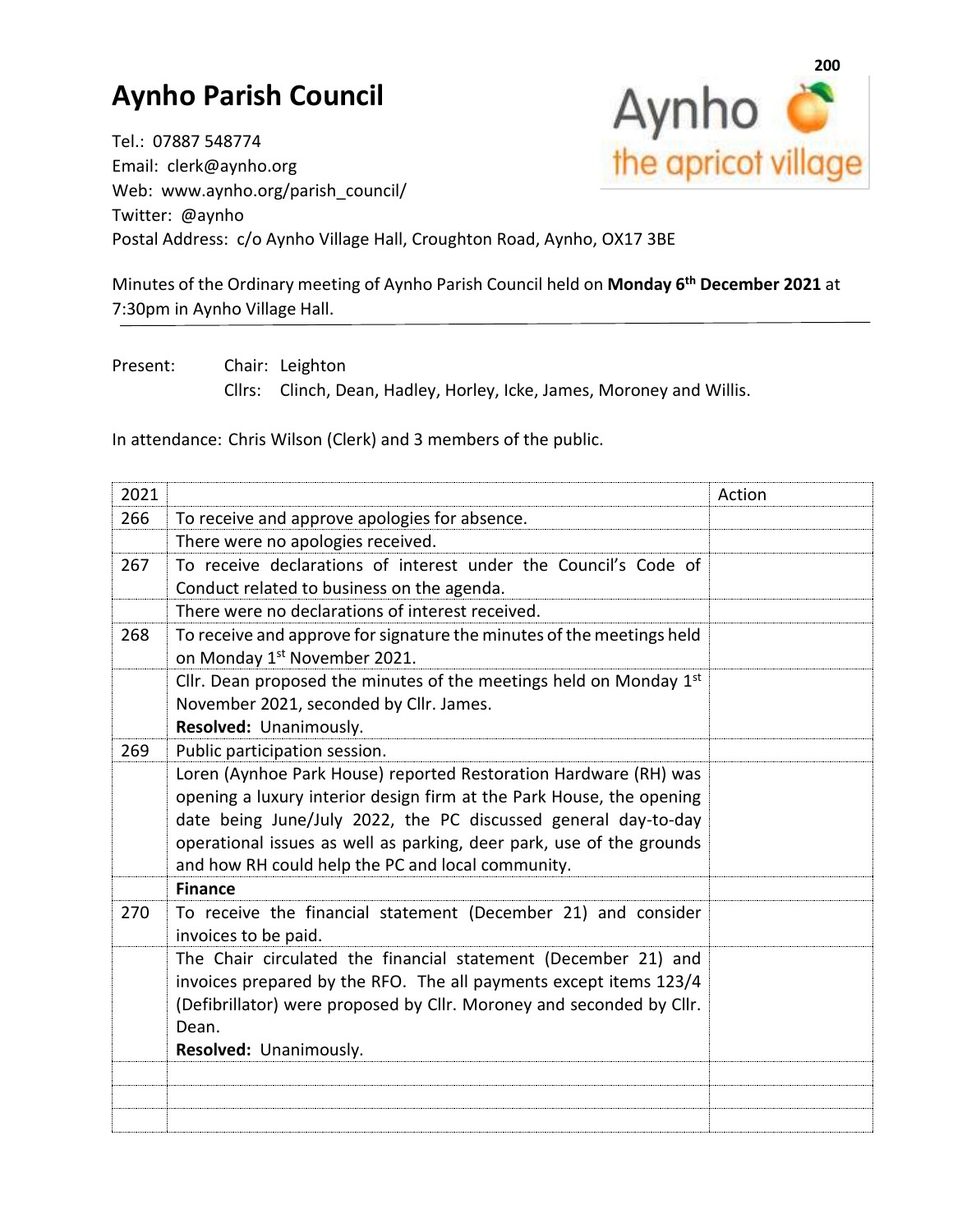# Aynho Parish Council

Tel.: 07887 548774
Email: clerk@aynho.org
Web: www.aynho.org/parish_council/
Twitter: @aynho
Postal Address: c/o Aynho Village Hall, Croughton Road, Aynho, OX17 3BE

Minutes of the Ordinary meeting of Aynho Parish Council held on **Monday 6th December 2021** at 7:30pm in Aynho Village Hall.

Present: Chair: Leighton
Cllrs: Clinch, Dean, Hadley, Horley, Icke, James, Moroney and Willis.

In attendance: Chris Wilson (Clerk) and 3 members of the public.

| 2021 | | Action |
|---|---|---|
| 266 | To receive and approve apologies for absence. | |
| | There were no apologies received. | |
| 267 | To receive declarations of interest under the Council's Code of Conduct related to business on the agenda. | |
| | There were no declarations of interest received. | |
| 268 | To receive and approve for signature the minutes of the meetings held on Monday 1st November 2021. | |
| | Cllr. Dean proposed the minutes of the meetings held on Monday 1st November 2021, seconded by Cllr. James. **Resolved:** Unanimously. | |
| 269 | Public participation session. | |
| | Loren (Aynhoe Park House) reported Restoration Hardware (RH) was opening a luxury interior design firm at the Park House, the opening date being June/July 2022, the PC discussed general day-to-day operational issues as well as parking, deer park, use of the grounds and how RH could help the PC and local community. | |
| | **Finance** | |
| 270 | To receive the financial statement (December 21) and consider invoices to be paid. | |
| | The Chair circulated the financial statement (December 21) and invoices prepared by the RFO. The all payments except items 123/4 (Defibrillator) were proposed by Cllr. Moroney and seconded by Cllr. Dean. **Resolved:** Unanimously. | |
| | | |
| | | |
| | | |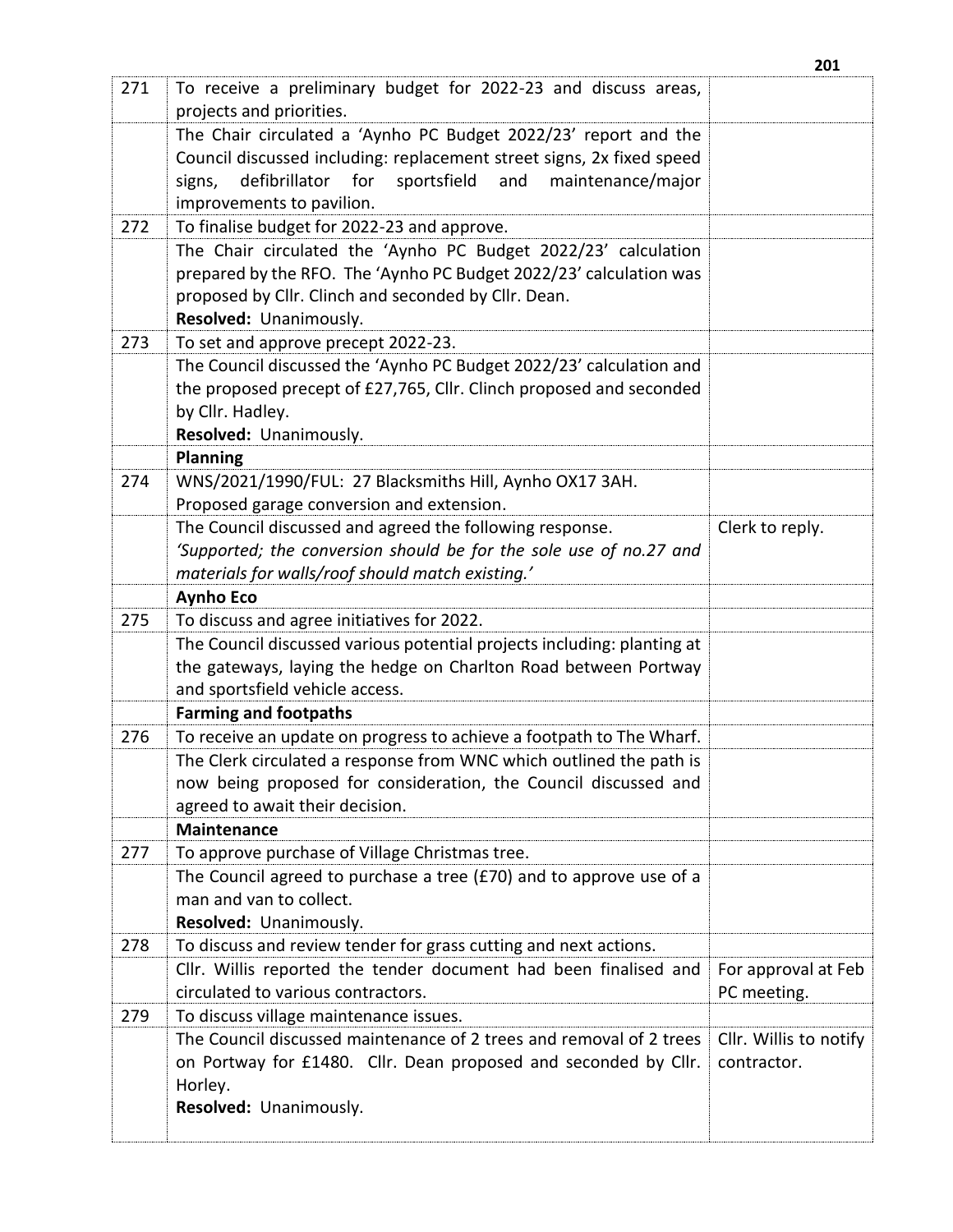| | | |
|---|---|---|
| 271 | To receive a preliminary budget for 2022-23 and discuss areas, projects and priorities. | |
| | The Chair circulated a 'Aynho PC Budget 2022/23' report and the Council discussed including: replacement street signs, 2x fixed speed signs, defibrillator for sportsfield and maintenance/major improvements to pavilion. | |
| 272 | To finalise budget for 2022-23 and approve. | |
| | The Chair circulated the 'Aynho PC Budget 2022/23' calculation prepared by the RFO. The 'Aynho PC Budget 2022/23' calculation was proposed by Cllr. Clinch and seconded by Cllr. Dean.<br>**Resolved:** Unanimously. | |
| 273 | To set and approve precept 2022-23. | |
| | The Council discussed the 'Aynho PC Budget 2022/23' calculation and the proposed precept of £27,765, Cllr. Clinch proposed and seconded by Cllr. Hadley.<br>**Resolved:** Unanimously. | |
| | **Planning** | |
| 274 | WNS/2021/1990/FUL: 27 Blacksmiths Hill, Aynho OX17 3AH.<br>Proposed garage conversion and extension. | |
| | The Council discussed and agreed the following response.<br>*'Supported; the conversion should be for the sole use of no.27 and materials for walls/roof should match existing.'* | Clerk to reply. |
| | **Aynho Eco** | |
| 275 | To discuss and agree initiatives for 2022. | |
| | The Council discussed various potential projects including: planting at the gateways, laying the hedge on Charlton Road between Portway and sportsfield vehicle access. | |
| | **Farming and footpaths** | |
| 276 | To receive an update on progress to achieve a footpath to The Wharf. | |
| | The Clerk circulated a response from WNC which outlined the path is now being proposed for consideration, the Council discussed and agreed to await their decision. | |
| | **Maintenance** | |
| 277 | To approve purchase of Village Christmas tree. | |
| | The Council agreed to purchase a tree (£70) and to approve use of a man and van to collect.<br>**Resolved:** Unanimously. | |
| 278 | To discuss and review tender for grass cutting and next actions. | |
| | Cllr. Willis reported the tender document had been finalised and circulated to various contractors. | For approval at Feb PC meeting. |
| 279 | To discuss village maintenance issues. | |
| | The Council discussed maintenance of 2 trees and removal of 2 trees on Portway for £1480. Cllr. Dean proposed and seconded by Cllr. Horley.<br>**Resolved:** Unanimously. | Cllr. Willis to notify contractor. |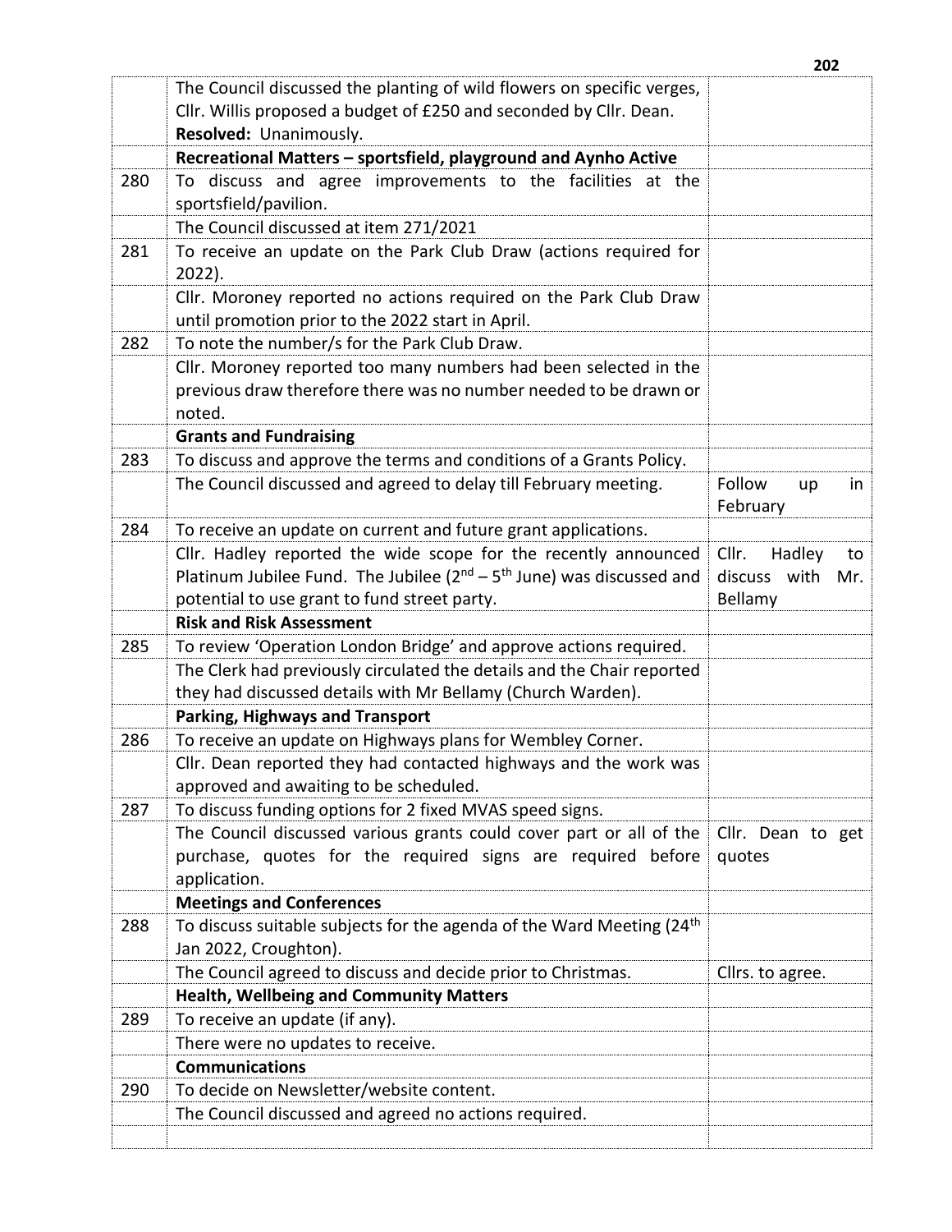| | | |
|---|---|---|
| | The Council discussed the planting of wild flowers on specific verges, Cllr. Willis proposed a budget of £250 and seconded by Cllr. Dean. **Resolved:** Unanimously. | |
| | **Recreational Matters – sportsfield, playground and Aynho Active** | |
| 280 | To discuss and agree improvements to the facilities at the sportsfield/pavilion. | |
| | The Council discussed at item 271/2021 | |
| 281 | To receive an update on the Park Club Draw (actions required for 2022). | |
| | Cllr. Moroney reported no actions required on the Park Club Draw until promotion prior to the 2022 start in April. | |
| 282 | To note the number/s for the Park Club Draw. | |
| | Cllr. Moroney reported too many numbers had been selected in the previous draw therefore there was no number needed to be drawn or noted. | |
| | **Grants and Fundraising** | |
| 283 | To discuss and approve the terms and conditions of a Grants Policy. | |
| | The Council discussed and agreed to delay till February meeting. | Follow up in February |
| 284 | To receive an update on current and future grant applications. | |
| | Cllr. Hadley reported the wide scope for the recently announced Platinum Jubilee Fund. The Jubilee (2nd – 5th June) was discussed and potential to use grant to fund street party. | Cllr. Hadley to discuss with Mr. Bellamy |
| | **Risk and Risk Assessment** | |
| 285 | To review 'Operation London Bridge' and approve actions required. | |
| | The Clerk had previously circulated the details and the Chair reported they had discussed details with Mr Bellamy (Church Warden). | |
| | **Parking, Highways and Transport** | |
| 286 | To receive an update on Highways plans for Wembley Corner. | |
| | Cllr. Dean reported they had contacted highways and the work was approved and awaiting to be scheduled. | |
| 287 | To discuss funding options for 2 fixed MVAS speed signs. | |
| | The Council discussed various grants could cover part or all of the purchase, quotes for the required signs are required before application. | Cllr. Dean to get quotes |
| | **Meetings and Conferences** | |
| 288 | To discuss suitable subjects for the agenda of the Ward Meeting (24th Jan 2022, Croughton). | |
| | The Council agreed to discuss and decide prior to Christmas. | Cllrs. to agree. |
| | **Health, Wellbeing and Community Matters** | |
| 289 | To receive an update (if any). | |
| | There were no updates to receive. | |
| | **Communications** | |
| 290 | To decide on Newsletter/website content. | |
| | The Council discussed and agreed no actions required. | |
| | | |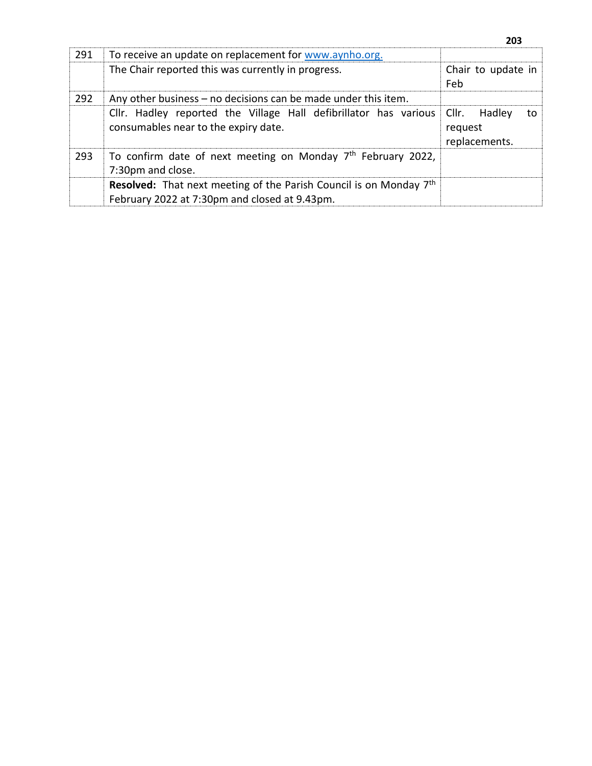| | | |
|---|---|---|
| 291 | To receive an update on replacement for www.aynho.org. | |
| | The Chair reported this was currently in progress. | Chair to update in Feb |
| 292 | Any other business – no decisions can be made under this item. | |
| | Cllr. Hadley reported the Village Hall defibrillator has various consumables near to the expiry date. | Cllr. Hadley to request replacements. |
| 293 | To confirm date of next meeting on Monday 7th February 2022, 7:30pm and close. | |
| | **Resolved:** That next meeting of the Parish Council is on Monday 7th February 2022 at 7:30pm and closed at 9.43pm. | |